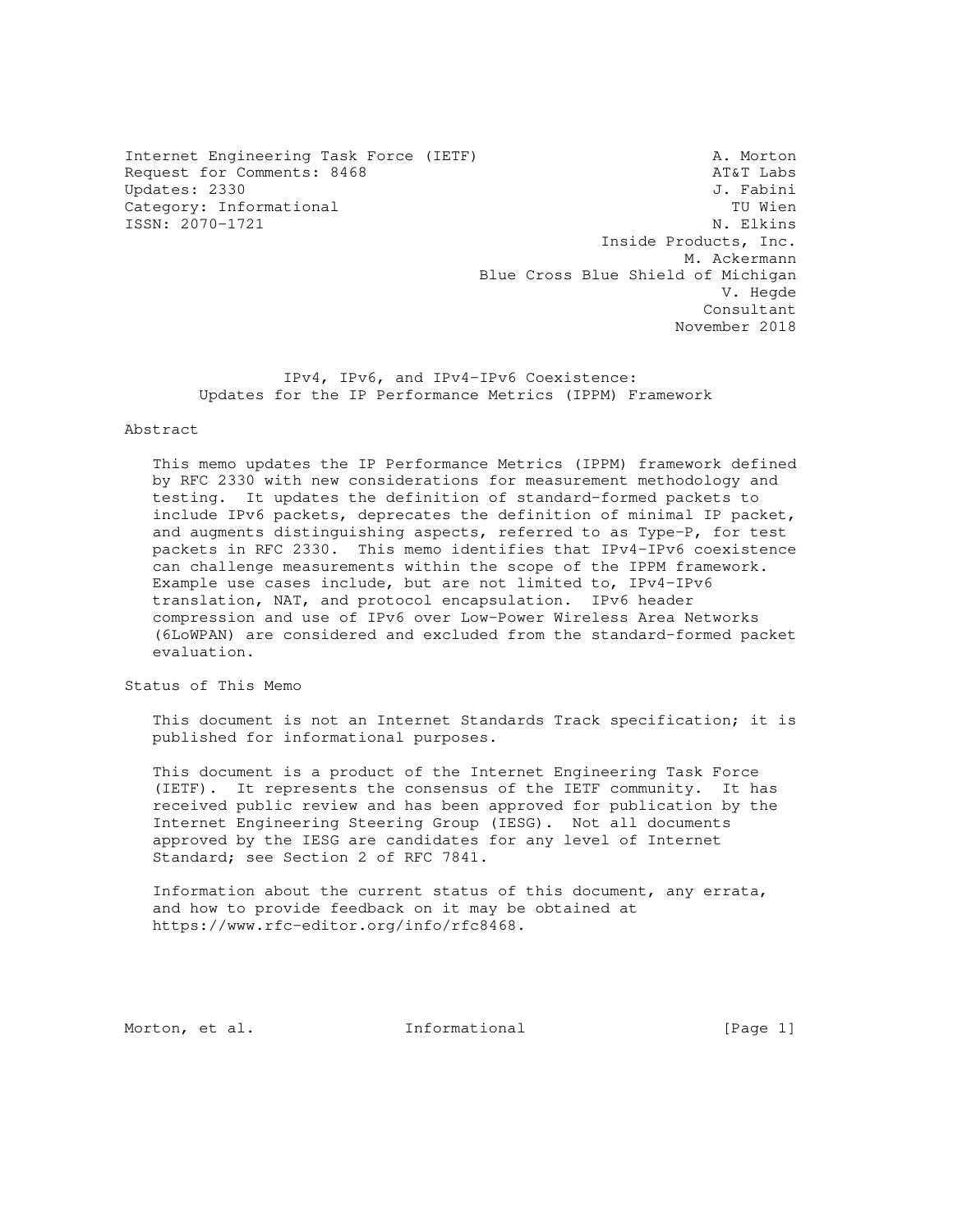Internet Engineering Task Force (IETF) A. Morton
Request for Comments: 8468 AT&T Labs
Updates: 2330 J. Fabini
Category: Informational TU Wien
ISSN: 2070-1721 N. Elkins
Inside Products, Inc.
M. Ackermann
Blue Cross Blue Shield of Michigan
V. Hegde
Consultant
November 2018

# IPv4, IPv6, and IPv4-IPv6 Coexistence: Updates for the IP Performance Metrics (IPPM) Framework

## Abstract

This memo updates the IP Performance Metrics (IPPM) framework defined by RFC 2330 with new considerations for measurement methodology and testing. It updates the definition of standard-formed packets to include IPv6 packets, deprecates the definition of minimal IP packet, and augments distinguishing aspects, referred to as Type-P, for test packets in RFC 2330. This memo identifies that IPv4-IPv6 coexistence can challenge measurements within the scope of the IPPM framework. Example use cases include, but are not limited to, IPv4-IPv6 translation, NAT, and protocol encapsulation. IPv6 header compression and use of IPv6 over Low-Power Wireless Area Networks (6LoWPAN) are considered and excluded from the standard-formed packet evaluation.

## Status of This Memo

This document is not an Internet Standards Track specification; it is published for informational purposes.

This document is a product of the Internet Engineering Task Force (IETF). It represents the consensus of the IETF community. It has received public review and has been approved for publication by the Internet Engineering Steering Group (IESG). Not all documents approved by the IESG are candidates for any level of Internet Standard; see Section 2 of RFC 7841.

Information about the current status of this document, any errata, and how to provide feedback on it may be obtained at https://www.rfc-editor.org/info/rfc8468.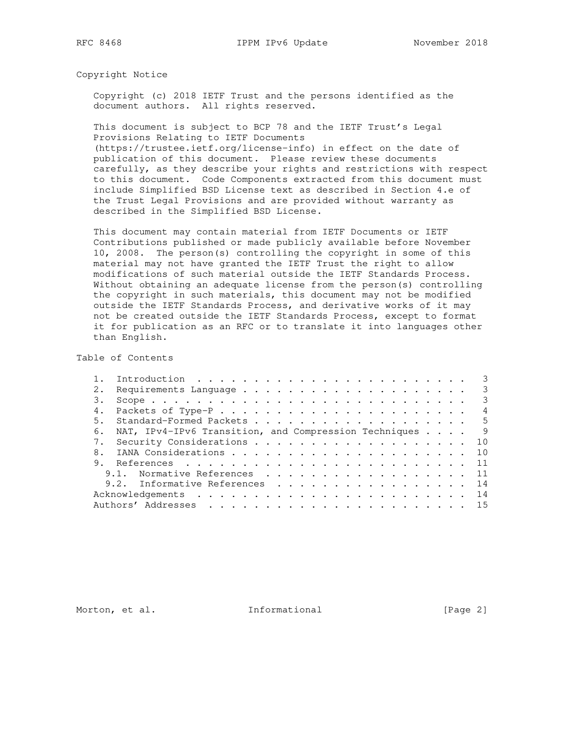## Copyright Notice

Copyright (c) 2018 IETF Trust and the persons identified as the document authors. All rights reserved.

This document is subject to BCP 78 and the IETF Trust's Legal Provisions Relating to IETF Documents (https://trustee.ietf.org/license-info) in effect on the date of publication of this document. Please review these documents carefully, as they describe your rights and restrictions with respect to this document. Code Components extracted from this document must include Simplified BSD License text as described in Section 4.e of the Trust Legal Provisions and are provided without warranty as described in the Simplified BSD License.

This document may contain material from IETF Documents or IETF Contributions published or made publicly available before November 10, 2008. The person(s) controlling the copyright in some of this material may not have granted the IETF Trust the right to allow modifications of such material outside the IETF Standards Process. Without obtaining an adequate license from the person(s) controlling the copyright in such materials, this document may not be modified outside the IETF Standards Process, and derivative works of it may not be created outside the IETF Standards Process, except to format it for publication as an RFC or to translate it into languages other than English.

## Table of Contents

```
   1.  Introduction  . . . . . . . . . . . . . . . . . . . . . . . .   3
   2.  Requirements Language . . . . . . . . . . . . . . . . . . . .   3
   3.  Scope . . . . . . . . . . . . . . . . . . . . . . . . . . . .   3
   4.  Packets of Type-P . . . . . . . . . . . . . . . . . . . . . .   4
   5.  Standard-Formed Packets . . . . . . . . . . . . . . . . . . .   5
   6.  NAT, IPv4-IPv6 Transition, and Compression Techniques . . . .   9
   7.  Security Considerations . . . . . . . . . . . . . . . . . . .  10
   8.  IANA Considerations . . . . . . . . . . . . . . . . . . . . .  10
   9.  References  . . . . . . . . . . . . . . . . . . . . . . . . .  11
     9.1.  Normative References  . . . . . . . . . . . . . . . . . .  11
     9.2.  Informative References  . . . . . . . . . . . . . . . . .  14
   Acknowledgements  . . . . . . . . . . . . . . . . . . . . . . . .  14
   Authors' Addresses  . . . . . . . . . . . . . . . . . . . . . . .  15
```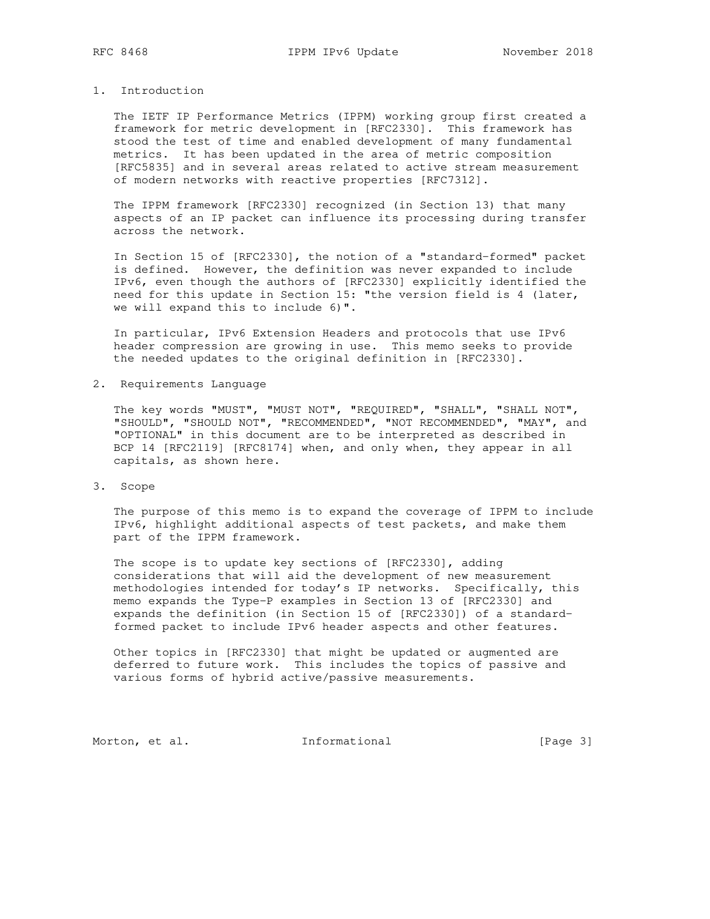## 1. Introduction

The IETF IP Performance Metrics (IPPM) working group first created a framework for metric development in [RFC2330]. This framework has stood the test of time and enabled development of many fundamental metrics. It has been updated in the area of metric composition [RFC5835] and in several areas related to active stream measurement of modern networks with reactive properties [RFC7312].

The IPPM framework [RFC2330] recognized (in Section 13) that many aspects of an IP packet can influence its processing during transfer across the network.

In Section 15 of [RFC2330], the notion of a "standard-formed" packet is defined. However, the definition was never expanded to include IPv6, even though the authors of [RFC2330] explicitly identified the need for this update in Section 15: "the version field is 4 (later, we will expand this to include 6)".

In particular, IPv6 Extension Headers and protocols that use IPv6 header compression are growing in use. This memo seeks to provide the needed updates to the original definition in [RFC2330].

## 2. Requirements Language

The key words "MUST", "MUST NOT", "REQUIRED", "SHALL", "SHALL NOT", "SHOULD", "SHOULD NOT", "RECOMMENDED", "NOT RECOMMENDED", "MAY", and "OPTIONAL" in this document are to be interpreted as described in BCP 14 [RFC2119] [RFC8174] when, and only when, they appear in all capitals, as shown here.

## 3. Scope

The purpose of this memo is to expand the coverage of IPPM to include IPv6, highlight additional aspects of test packets, and make them part of the IPPM framework.

The scope is to update key sections of [RFC2330], adding considerations that will aid the development of new measurement methodologies intended for today's IP networks. Specifically, this memo expands the Type-P examples in Section 13 of [RFC2330] and expands the definition (in Section 15 of [RFC2330]) of a standard-formed packet to include IPv6 header aspects and other features.

Other topics in [RFC2330] that might be updated or augmented are deferred to future work. This includes the topics of passive and various forms of hybrid active/passive measurements.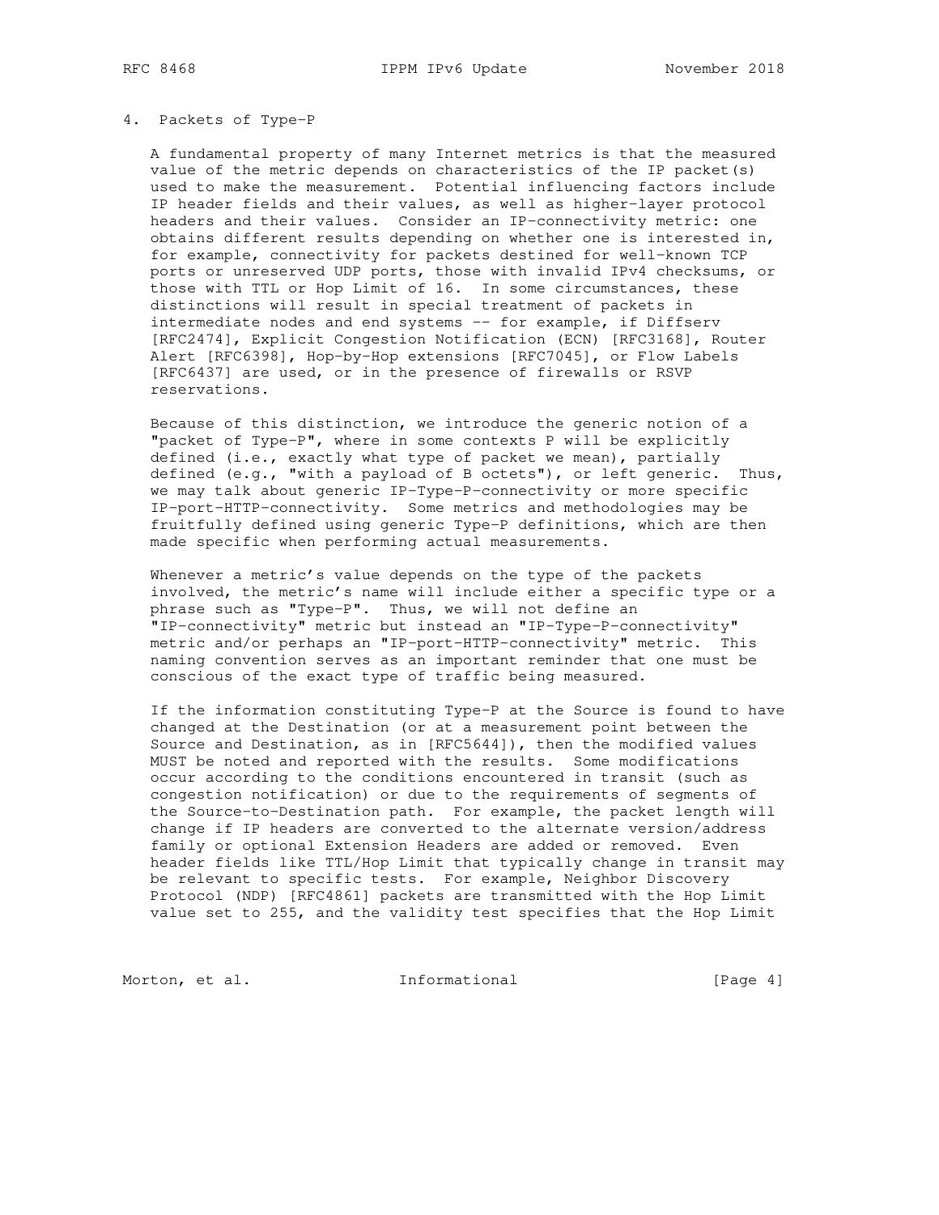## 4. Packets of Type-P

A fundamental property of many Internet metrics is that the measured value of the metric depends on characteristics of the IP packet(s) used to make the measurement. Potential influencing factors include IP header fields and their values, as well as higher-layer protocol headers and their values. Consider an IP-connectivity metric: one obtains different results depending on whether one is interested in, for example, connectivity for packets destined for well-known TCP ports or unreserved UDP ports, those with invalid IPv4 checksums, or those with TTL or Hop Limit of 16. In some circumstances, these distinctions will result in special treatment of packets in intermediate nodes and end systems -- for example, if Diffserv [RFC2474], Explicit Congestion Notification (ECN) [RFC3168], Router Alert [RFC6398], Hop-by-Hop extensions [RFC7045], or Flow Labels [RFC6437] are used, or in the presence of firewalls or RSVP reservations.

Because of this distinction, we introduce the generic notion of a "packet of Type-P", where in some contexts P will be explicitly defined (i.e., exactly what type of packet we mean), partially defined (e.g., "with a payload of B octets"), or left generic. Thus, we may talk about generic IP-Type-P-connectivity or more specific IP-port-HTTP-connectivity. Some metrics and methodologies may be fruitfully defined using generic Type-P definitions, which are then made specific when performing actual measurements.

Whenever a metric's value depends on the type of the packets involved, the metric's name will include either a specific type or a phrase such as "Type-P". Thus, we will not define an "IP-connectivity" metric but instead an "IP-Type-P-connectivity" metric and/or perhaps an "IP-port-HTTP-connectivity" metric. This naming convention serves as an important reminder that one must be conscious of the exact type of traffic being measured.

If the information constituting Type-P at the Source is found to have changed at the Destination (or at a measurement point between the Source and Destination, as in [RFC5644]), then the modified values MUST be noted and reported with the results. Some modifications occur according to the conditions encountered in transit (such as congestion notification) or due to the requirements of segments of the Source-to-Destination path. For example, the packet length will change if IP headers are converted to the alternate version/address family or optional Extension Headers are added or removed. Even header fields like TTL/Hop Limit that typically change in transit may be relevant to specific tests. For example, Neighbor Discovery Protocol (NDP) [RFC4861] packets are transmitted with the Hop Limit value set to 255, and the validity test specifies that the Hop Limit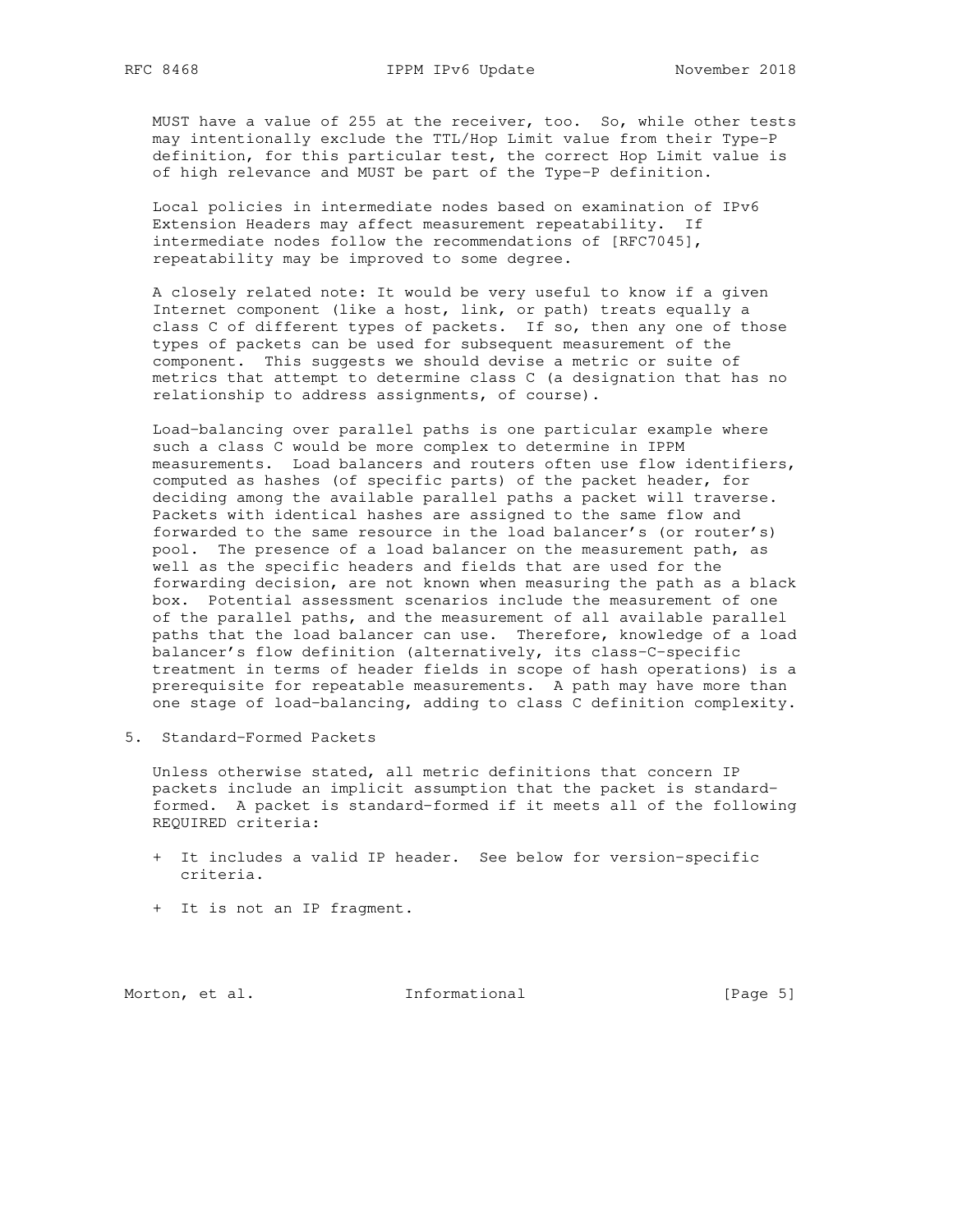MUST have a value of 255 at the receiver, too. So, while other tests may intentionally exclude the TTL/Hop Limit value from their Type-P definition, for this particular test, the correct Hop Limit value is of high relevance and MUST be part of the Type-P definition.

Local policies in intermediate nodes based on examination of IPv6 Extension Headers may affect measurement repeatability. If intermediate nodes follow the recommendations of [RFC7045], repeatability may be improved to some degree.

A closely related note: It would be very useful to know if a given Internet component (like a host, link, or path) treats equally a class C of different types of packets. If so, then any one of those types of packets can be used for subsequent measurement of the component. This suggests we should devise a metric or suite of metrics that attempt to determine class C (a designation that has no relationship to address assignments, of course).

Load-balancing over parallel paths is one particular example where such a class C would be more complex to determine in IPPM measurements. Load balancers and routers often use flow identifiers, computed as hashes (of specific parts) of the packet header, for deciding among the available parallel paths a packet will traverse. Packets with identical hashes are assigned to the same flow and forwarded to the same resource in the load balancer's (or router's) pool. The presence of a load balancer on the measurement path, as well as the specific headers and fields that are used for the forwarding decision, are not known when measuring the path as a black box. Potential assessment scenarios include the measurement of one of the parallel paths, and the measurement of all available parallel paths that the load balancer can use. Therefore, knowledge of a load balancer's flow definition (alternatively, its class-C-specific treatment in terms of header fields in scope of hash operations) is a prerequisite for repeatable measurements. A path may have more than one stage of load-balancing, adding to class C definition complexity.

## 5. Standard-Formed Packets

Unless otherwise stated, all metric definitions that concern IP packets include an implicit assumption that the packet is standard-formed. A packet is standard-formed if it meets all of the following REQUIRED criteria:

+ It includes a valid IP header. See below for version-specific criteria.

+ It is not an IP fragment.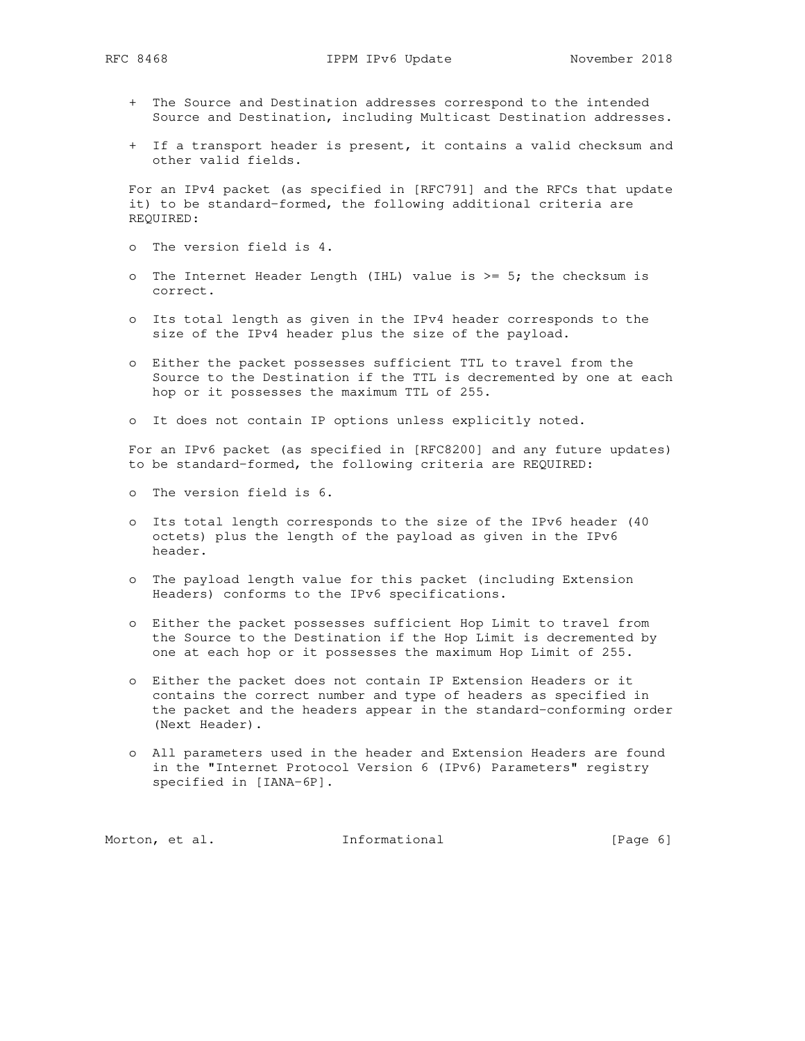- + The Source and Destination addresses correspond to the intended Source and Destination, including Multicast Destination addresses.
- + If a transport header is present, it contains a valid checksum and other valid fields.

For an IPv4 packet (as specified in [RFC791] and the RFCs that update it) to be standard-formed, the following additional criteria are REQUIRED:

- o The version field is 4.
- o The Internet Header Length (IHL) value is >= 5; the checksum is correct.
- o Its total length as given in the IPv4 header corresponds to the size of the IPv4 header plus the size of the payload.
- o Either the packet possesses sufficient TTL to travel from the Source to the Destination if the TTL is decremented by one at each hop or it possesses the maximum TTL of 255.
- o It does not contain IP options unless explicitly noted.

For an IPv6 packet (as specified in [RFC8200] and any future updates) to be standard-formed, the following criteria are REQUIRED:

- o The version field is 6.
- o Its total length corresponds to the size of the IPv6 header (40 octets) plus the length of the payload as given in the IPv6 header.
- o The payload length value for this packet (including Extension Headers) conforms to the IPv6 specifications.
- o Either the packet possesses sufficient Hop Limit to travel from the Source to the Destination if the Hop Limit is decremented by one at each hop or it possesses the maximum Hop Limit of 255.
- o Either the packet does not contain IP Extension Headers or it contains the correct number and type of headers as specified in the packet and the headers appear in the standard-conforming order (Next Header).
- o All parameters used in the header and Extension Headers are found in the "Internet Protocol Version 6 (IPv6) Parameters" registry specified in [IANA-6P].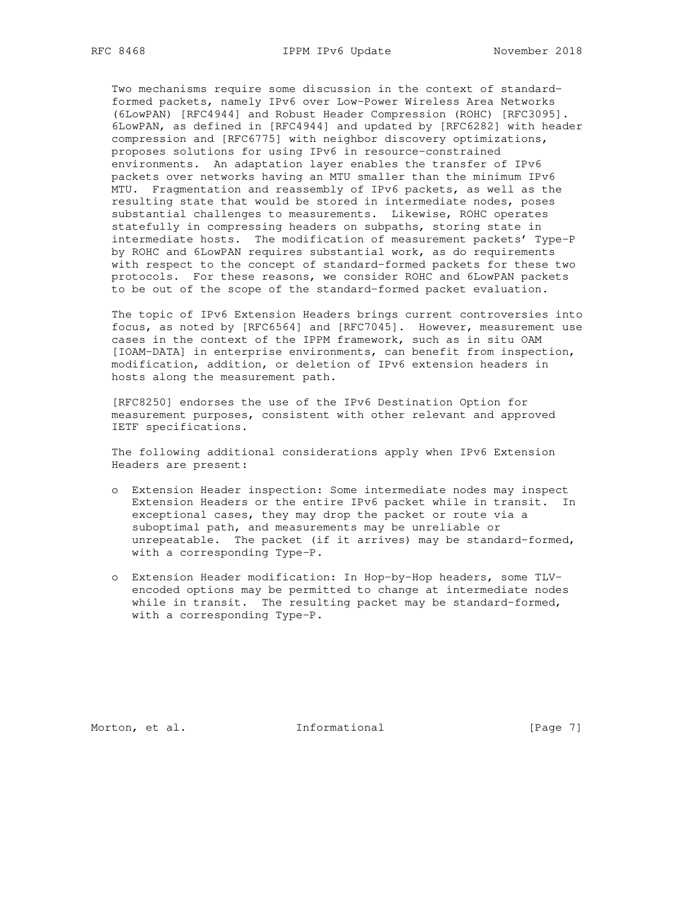Two mechanisms require some discussion in the context of standard-formed packets, namely IPv6 over Low-Power Wireless Area Networks (6LowPAN) [RFC4944] and Robust Header Compression (ROHC) [RFC3095]. 6LowPAN, as defined in [RFC4944] and updated by [RFC6282] with header compression and [RFC6775] with neighbor discovery optimizations, proposes solutions for using IPv6 in resource-constrained environments. An adaptation layer enables the transfer of IPv6 packets over networks having an MTU smaller than the minimum IPv6 MTU. Fragmentation and reassembly of IPv6 packets, as well as the resulting state that would be stored in intermediate nodes, poses substantial challenges to measurements. Likewise, ROHC operates statefully in compressing headers on subpaths, storing state in intermediate hosts. The modification of measurement packets' Type-P by ROHC and 6LowPAN requires substantial work, as do requirements with respect to the concept of standard-formed packets for these two protocols. For these reasons, we consider ROHC and 6LowPAN packets to be out of the scope of the standard-formed packet evaluation.

The topic of IPv6 Extension Headers brings current controversies into focus, as noted by [RFC6564] and [RFC7045]. However, measurement use cases in the context of the IPPM framework, such as in situ OAM [IOAM-DATA] in enterprise environments, can benefit from inspection, modification, addition, or deletion of IPv6 extension headers in hosts along the measurement path.

[RFC8250] endorses the use of the IPv6 Destination Option for measurement purposes, consistent with other relevant and approved IETF specifications.

The following additional considerations apply when IPv6 Extension Headers are present:

- Extension Header inspection: Some intermediate nodes may inspect Extension Headers or the entire IPv6 packet while in transit. In exceptional cases, they may drop the packet or route via a suboptimal path, and measurements may be unreliable or unrepeatable. The packet (if it arrives) may be standard-formed, with a corresponding Type-P.

- Extension Header modification: In Hop-by-Hop headers, some TLV-encoded options may be permitted to change at intermediate nodes while in transit. The resulting packet may be standard-formed, with a corresponding Type-P.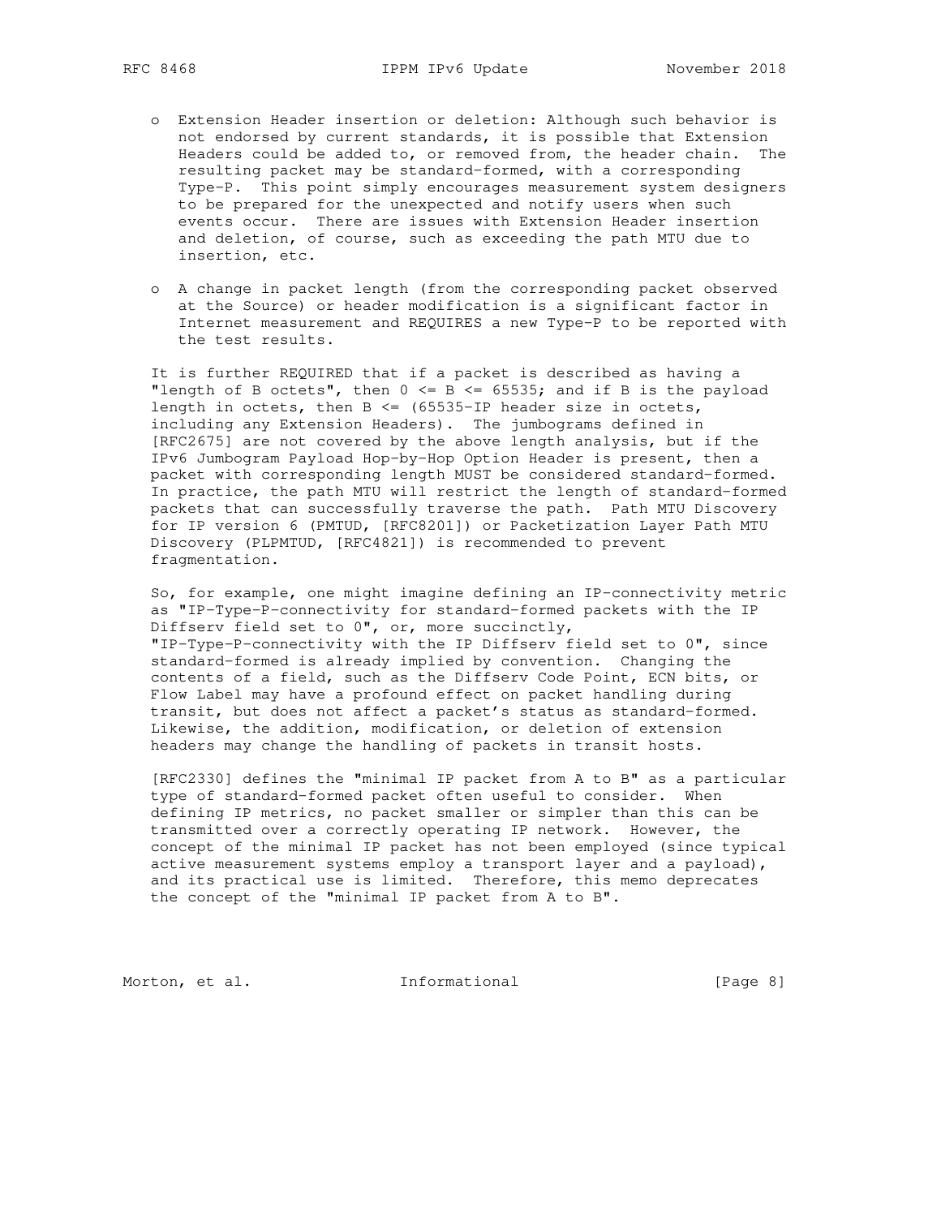- Extension Header insertion or deletion: Although such behavior is not endorsed by current standards, it is possible that Extension Headers could be added to, or removed from, the header chain. The resulting packet may be standard-formed, with a corresponding Type-P. This point simply encourages measurement system designers to be prepared for the unexpected and notify users when such events occur. There are issues with Extension Header insertion and deletion, of course, such as exceeding the path MTU due to insertion, etc.

- A change in packet length (from the corresponding packet observed at the Source) or header modification is a significant factor in Internet measurement and REQUIRES a new Type-P to be reported with the test results.

It is further REQUIRED that if a packet is described as having a "length of B octets", then $0 <= B <= 65535$; and if B is the payload length in octets, then B <= (65535-IP header size in octets, including any Extension Headers). The jumbograms defined in [RFC2675] are not covered by the above length analysis, but if the IPv6 Jumbogram Payload Hop-by-Hop Option Header is present, then a packet with corresponding length MUST be considered standard-formed. In practice, the path MTU will restrict the length of standard-formed packets that can successfully traverse the path. Path MTU Discovery for IP version 6 (PMTUD, [RFC8201]) or Packetization Layer Path MTU Discovery (PLPMTUD, [RFC4821]) is recommended to prevent fragmentation.

So, for example, one might imagine defining an IP-connectivity metric as "IP-Type-P-connectivity for standard-formed packets with the IP Diffserv field set to 0", or, more succinctly, "IP-Type-P-connectivity with the IP Diffserv field set to 0", since standard-formed is already implied by convention. Changing the contents of a field, such as the Diffserv Code Point, ECN bits, or Flow Label may have a profound effect on packet handling during transit, but does not affect a packet's status as standard-formed. Likewise, the addition, modification, or deletion of extension headers may change the handling of packets in transit hosts.

[RFC2330] defines the "minimal IP packet from A to B" as a particular type of standard-formed packet often useful to consider. When defining IP metrics, no packet smaller or simpler than this can be transmitted over a correctly operating IP network. However, the concept of the minimal IP packet has not been employed (since typical active measurement systems employ a transport layer and a payload), and its practical use is limited. Therefore, this memo deprecates the concept of the "minimal IP packet from A to B".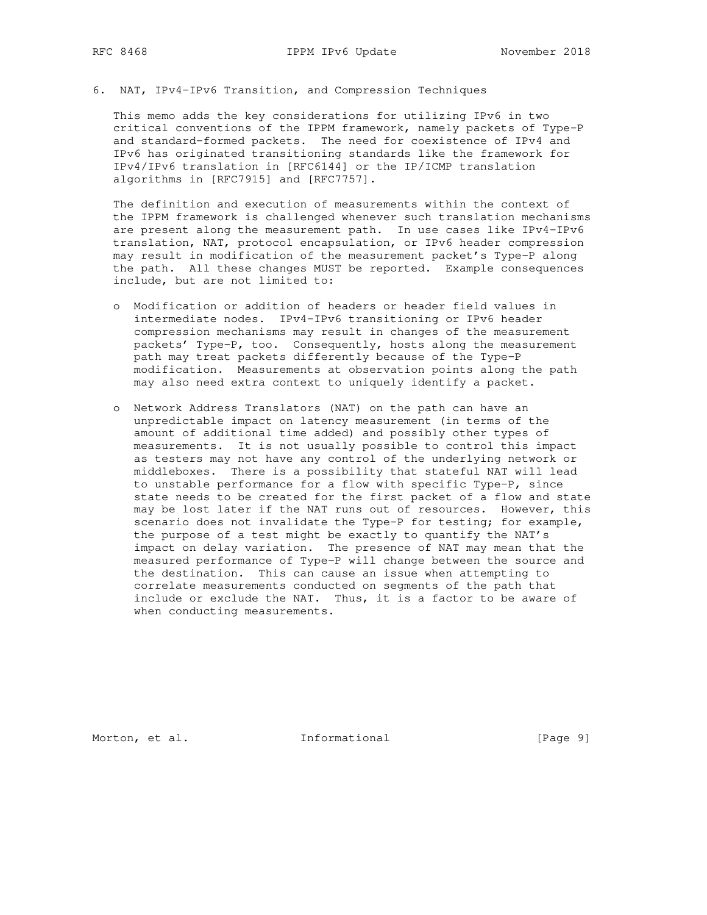## 6. NAT, IPv4-IPv6 Transition, and Compression Techniques

This memo adds the key considerations for utilizing IPv6 in two critical conventions of the IPPM framework, namely packets of Type-P and standard-formed packets. The need for coexistence of IPv4 and IPv6 has originated transitioning standards like the framework for IPv4/IPv6 translation in [RFC6144] or the IP/ICMP translation algorithms in [RFC7915] and [RFC7757].

The definition and execution of measurements within the context of the IPPM framework is challenged whenever such translation mechanisms are present along the measurement path. In use cases like IPv4-IPv6 translation, NAT, protocol encapsulation, or IPv6 header compression may result in modification of the measurement packet's Type-P along the path. All these changes MUST be reported. Example consequences include, but are not limited to:

- Modification or addition of headers or header field values in intermediate nodes. IPv4-IPv6 transitioning or IPv6 header compression mechanisms may result in changes of the measurement packets' Type-P, too. Consequently, hosts along the measurement path may treat packets differently because of the Type-P modification. Measurements at observation points along the path may also need extra context to uniquely identify a packet.

- Network Address Translators (NAT) on the path can have an unpredictable impact on latency measurement (in terms of the amount of additional time added) and possibly other types of measurements. It is not usually possible to control this impact as testers may not have any control of the underlying network or middleboxes. There is a possibility that stateful NAT will lead to unstable performance for a flow with specific Type-P, since state needs to be created for the first packet of a flow and state may be lost later if the NAT runs out of resources. However, this scenario does not invalidate the Type-P for testing; for example, the purpose of a test might be exactly to quantify the NAT's impact on delay variation. The presence of NAT may mean that the measured performance of Type-P will change between the source and the destination. This can cause an issue when attempting to correlate measurements conducted on segments of the path that include or exclude the NAT. Thus, it is a factor to be aware of when conducting measurements.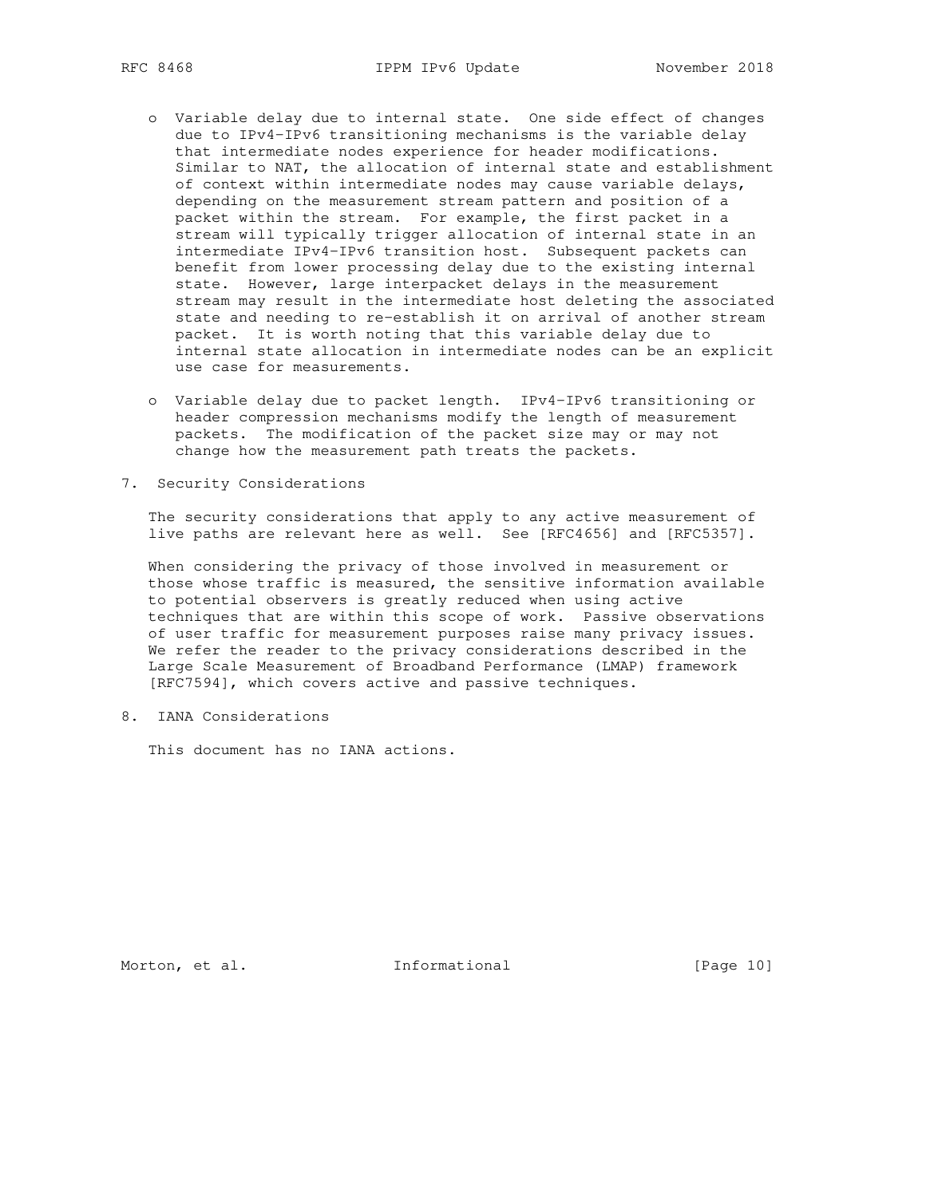- Variable delay due to internal state. One side effect of changes due to IPv4-IPv6 transitioning mechanisms is the variable delay that intermediate nodes experience for header modifications. Similar to NAT, the allocation of internal state and establishment of context within intermediate nodes may cause variable delays, depending on the measurement stream pattern and position of a packet within the stream. For example, the first packet in a stream will typically trigger allocation of internal state in an intermediate IPv4-IPv6 transition host. Subsequent packets can benefit from lower processing delay due to the existing internal state. However, large interpacket delays in the measurement stream may result in the intermediate host deleting the associated state and needing to re-establish it on arrival of another stream packet. It is worth noting that this variable delay due to internal state allocation in intermediate nodes can be an explicit use case for measurements.

- Variable delay due to packet length. IPv4-IPv6 transitioning or header compression mechanisms modify the length of measurement packets. The modification of the packet size may or may not change how the measurement path treats the packets.

## 7. Security Considerations

The security considerations that apply to any active measurement of live paths are relevant here as well. See [RFC4656] and [RFC5357].

When considering the privacy of those involved in measurement or those whose traffic is measured, the sensitive information available to potential observers is greatly reduced when using active techniques that are within this scope of work. Passive observations of user traffic for measurement purposes raise many privacy issues. We refer the reader to the privacy considerations described in the Large Scale Measurement of Broadband Performance (LMAP) framework [RFC7594], which covers active and passive techniques.

## 8. IANA Considerations

This document has no IANA actions.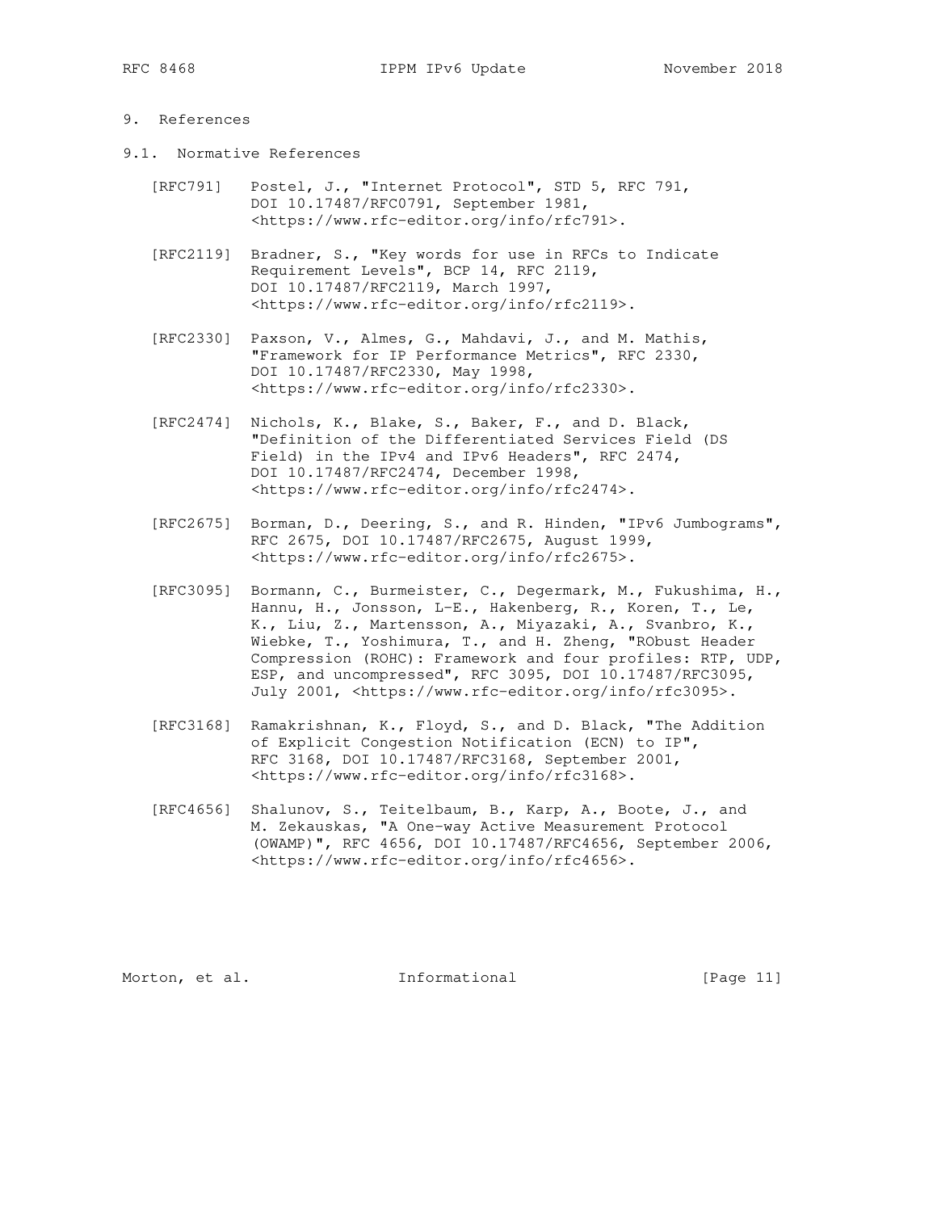## 9. References

### 9.1. Normative References

[RFC791] Postel, J., "Internet Protocol", STD 5, RFC 791, DOI 10.17487/RFC0791, September 1981, <https://www.rfc-editor.org/info/rfc791>.

[RFC2119] Bradner, S., "Key words for use in RFCs to Indicate Requirement Levels", BCP 14, RFC 2119, DOI 10.17487/RFC2119, March 1997, <https://www.rfc-editor.org/info/rfc2119>.

[RFC2330] Paxson, V., Almes, G., Mahdavi, J., and M. Mathis, "Framework for IP Performance Metrics", RFC 2330, DOI 10.17487/RFC2330, May 1998, <https://www.rfc-editor.org/info/rfc2330>.

[RFC2474] Nichols, K., Blake, S., Baker, F., and D. Black, "Definition of the Differentiated Services Field (DS Field) in the IPv4 and IPv6 Headers", RFC 2474, DOI 10.17487/RFC2474, December 1998, <https://www.rfc-editor.org/info/rfc2474>.

[RFC2675] Borman, D., Deering, S., and R. Hinden, "IPv6 Jumbograms", RFC 2675, DOI 10.17487/RFC2675, August 1999, <https://www.rfc-editor.org/info/rfc2675>.

[RFC3095] Bormann, C., Burmeister, C., Degermark, M., Fukushima, H., Hannu, H., Jonsson, L-E., Hakenberg, R., Koren, T., Le, K., Liu, Z., Martensson, A., Miyazaki, A., Svanbro, K., Wiebke, T., Yoshimura, T., and H. Zheng, "RObust Header Compression (ROHC): Framework and four profiles: RTP, UDP, ESP, and uncompressed", RFC 3095, DOI 10.17487/RFC3095, July 2001, <https://www.rfc-editor.org/info/rfc3095>.

[RFC3168] Ramakrishnan, K., Floyd, S., and D. Black, "The Addition of Explicit Congestion Notification (ECN) to IP", RFC 3168, DOI 10.17487/RFC3168, September 2001, <https://www.rfc-editor.org/info/rfc3168>.

[RFC4656] Shalunov, S., Teitelbaum, B., Karp, A., Boote, J., and M. Zekauskas, "A One-way Active Measurement Protocol (OWAMP)", RFC 4656, DOI 10.17487/RFC4656, September 2006, <https://www.rfc-editor.org/info/rfc4656>.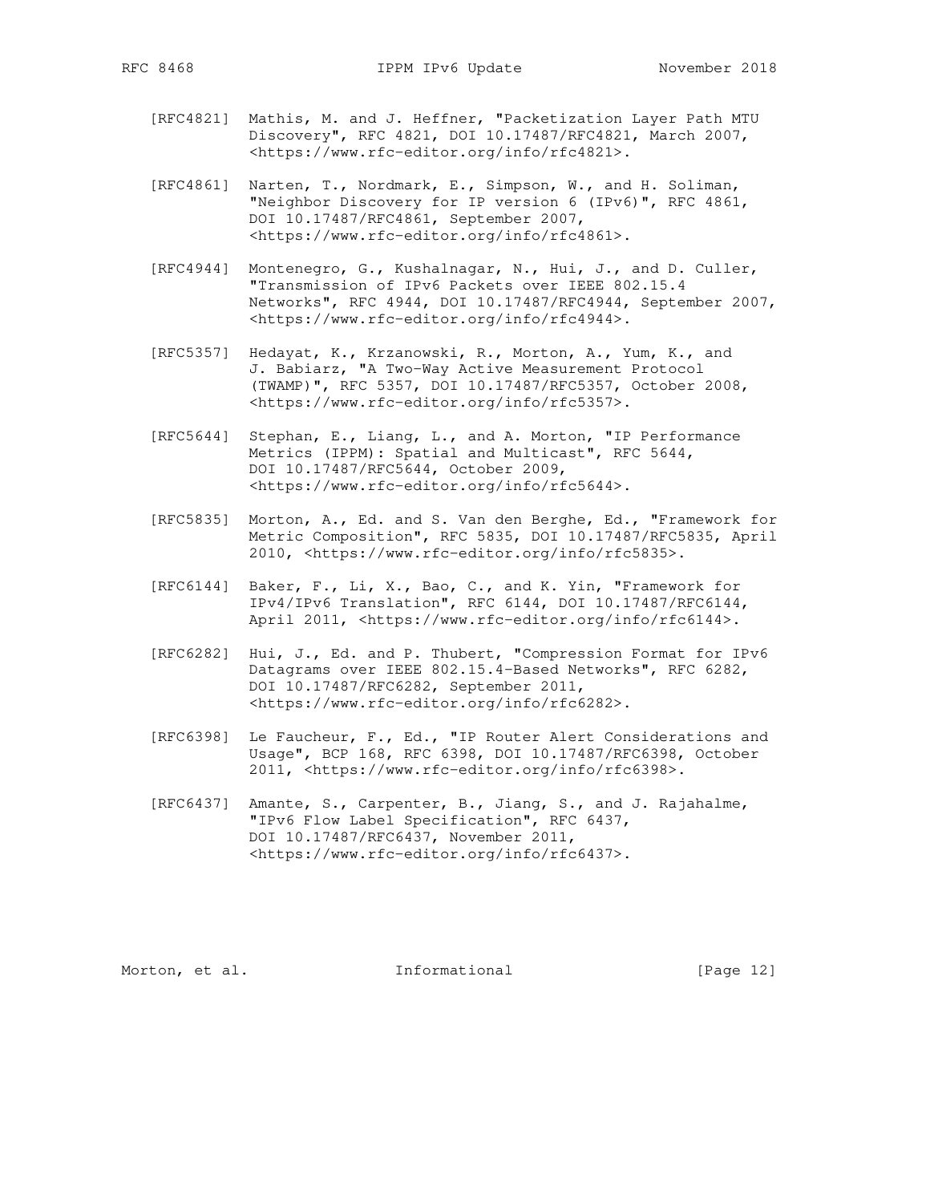[RFC4821] Mathis, M. and J. Heffner, "Packetization Layer Path MTU Discovery", RFC 4821, DOI 10.17487/RFC4821, March 2007, <https://www.rfc-editor.org/info/rfc4821>.

[RFC4861] Narten, T., Nordmark, E., Simpson, W., and H. Soliman, "Neighbor Discovery for IP version 6 (IPv6)", RFC 4861, DOI 10.17487/RFC4861, September 2007, <https://www.rfc-editor.org/info/rfc4861>.

[RFC4944] Montenegro, G., Kushalnagar, N., Hui, J., and D. Culler, "Transmission of IPv6 Packets over IEEE 802.15.4 Networks", RFC 4944, DOI 10.17487/RFC4944, September 2007, <https://www.rfc-editor.org/info/rfc4944>.

[RFC5357] Hedayat, K., Krzanowski, R., Morton, A., Yum, K., and J. Babiarz, "A Two-Way Active Measurement Protocol (TWAMP)", RFC 5357, DOI 10.17487/RFC5357, October 2008, <https://www.rfc-editor.org/info/rfc5357>.

[RFC5644] Stephan, E., Liang, L., and A. Morton, "IP Performance Metrics (IPPM): Spatial and Multicast", RFC 5644, DOI 10.17487/RFC5644, October 2009, <https://www.rfc-editor.org/info/rfc5644>.

[RFC5835] Morton, A., Ed. and S. Van den Berghe, Ed., "Framework for Metric Composition", RFC 5835, DOI 10.17487/RFC5835, April 2010, <https://www.rfc-editor.org/info/rfc5835>.

[RFC6144] Baker, F., Li, X., Bao, C., and K. Yin, "Framework for IPv4/IPv6 Translation", RFC 6144, DOI 10.17487/RFC6144, April 2011, <https://www.rfc-editor.org/info/rfc6144>.

[RFC6282] Hui, J., Ed. and P. Thubert, "Compression Format for IPv6 Datagrams over IEEE 802.15.4-Based Networks", RFC 6282, DOI 10.17487/RFC6282, September 2011, <https://www.rfc-editor.org/info/rfc6282>.

[RFC6398] Le Faucheur, F., Ed., "IP Router Alert Considerations and Usage", BCP 168, RFC 6398, DOI 10.17487/RFC6398, October 2011, <https://www.rfc-editor.org/info/rfc6398>.

[RFC6437] Amante, S., Carpenter, B., Jiang, S., and J. Rajahalme, "IPv6 Flow Label Specification", RFC 6437, DOI 10.17487/RFC6437, November 2011, <https://www.rfc-editor.org/info/rfc6437>.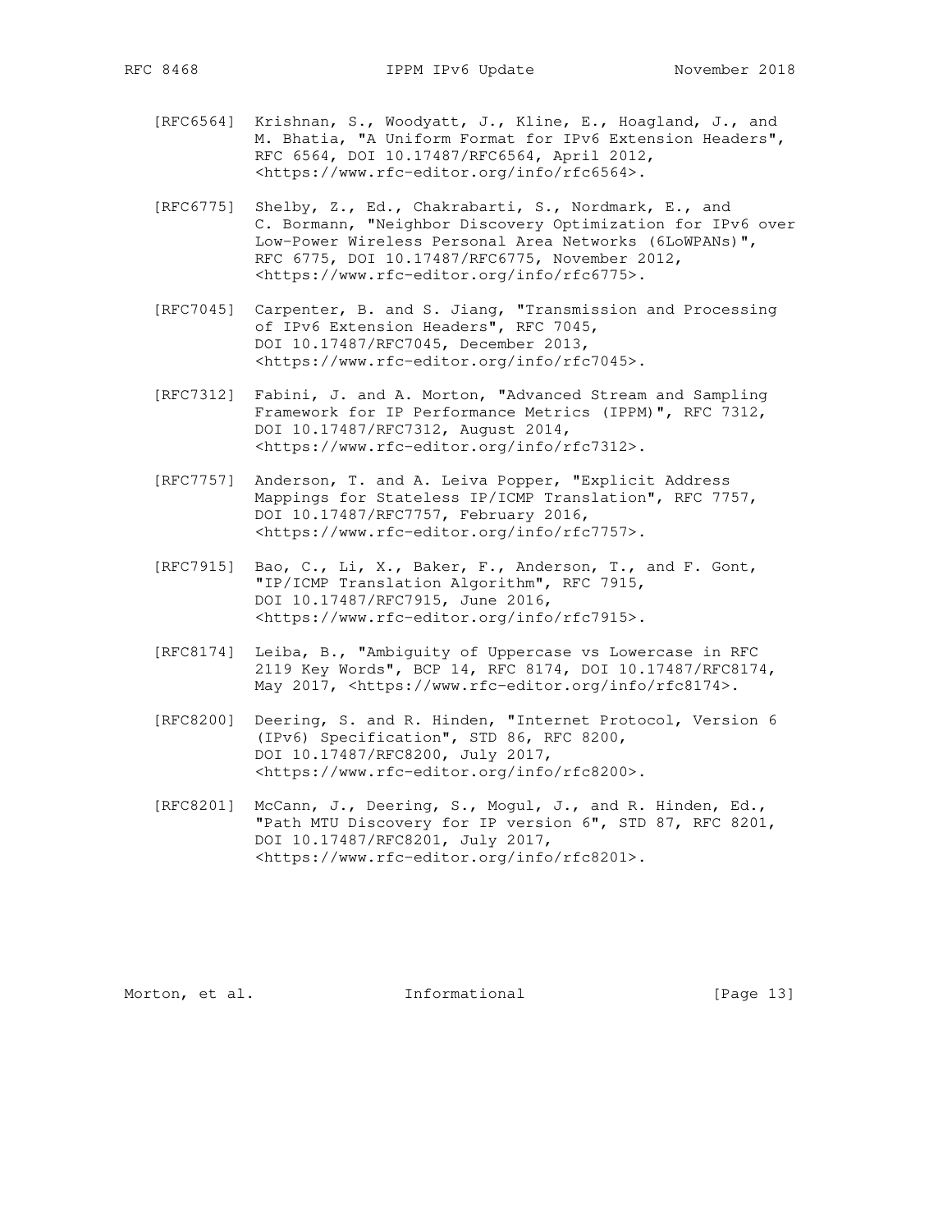[RFC6564] Krishnan, S., Woodyatt, J., Kline, E., Hoagland, J., and M. Bhatia, "A Uniform Format for IPv6 Extension Headers", RFC 6564, DOI 10.17487/RFC6564, April 2012, <https://www.rfc-editor.org/info/rfc6564>.

[RFC6775] Shelby, Z., Ed., Chakrabarti, S., Nordmark, E., and C. Bormann, "Neighbor Discovery Optimization for IPv6 over Low-Power Wireless Personal Area Networks (6LoWPANs)", RFC 6775, DOI 10.17487/RFC6775, November 2012, <https://www.rfc-editor.org/info/rfc6775>.

[RFC7045] Carpenter, B. and S. Jiang, "Transmission and Processing of IPv6 Extension Headers", RFC 7045, DOI 10.17487/RFC7045, December 2013, <https://www.rfc-editor.org/info/rfc7045>.

[RFC7312] Fabini, J. and A. Morton, "Advanced Stream and Sampling Framework for IP Performance Metrics (IPPM)", RFC 7312, DOI 10.17487/RFC7312, August 2014, <https://www.rfc-editor.org/info/rfc7312>.

[RFC7757] Anderson, T. and A. Leiva Popper, "Explicit Address Mappings for Stateless IP/ICMP Translation", RFC 7757, DOI 10.17487/RFC7757, February 2016, <https://www.rfc-editor.org/info/rfc7757>.

[RFC7915] Bao, C., Li, X., Baker, F., Anderson, T., and F. Gont, "IP/ICMP Translation Algorithm", RFC 7915, DOI 10.17487/RFC7915, June 2016, <https://www.rfc-editor.org/info/rfc7915>.

[RFC8174] Leiba, B., "Ambiguity of Uppercase vs Lowercase in RFC 2119 Key Words", BCP 14, RFC 8174, DOI 10.17487/RFC8174, May 2017, <https://www.rfc-editor.org/info/rfc8174>.

[RFC8200] Deering, S. and R. Hinden, "Internet Protocol, Version 6 (IPv6) Specification", STD 86, RFC 8200, DOI 10.17487/RFC8200, July 2017, <https://www.rfc-editor.org/info/rfc8200>.

[RFC8201] McCann, J., Deering, S., Mogul, J., and R. Hinden, Ed., "Path MTU Discovery for IP version 6", STD 87, RFC 8201, DOI 10.17487/RFC8201, July 2017, <https://www.rfc-editor.org/info/rfc8201>.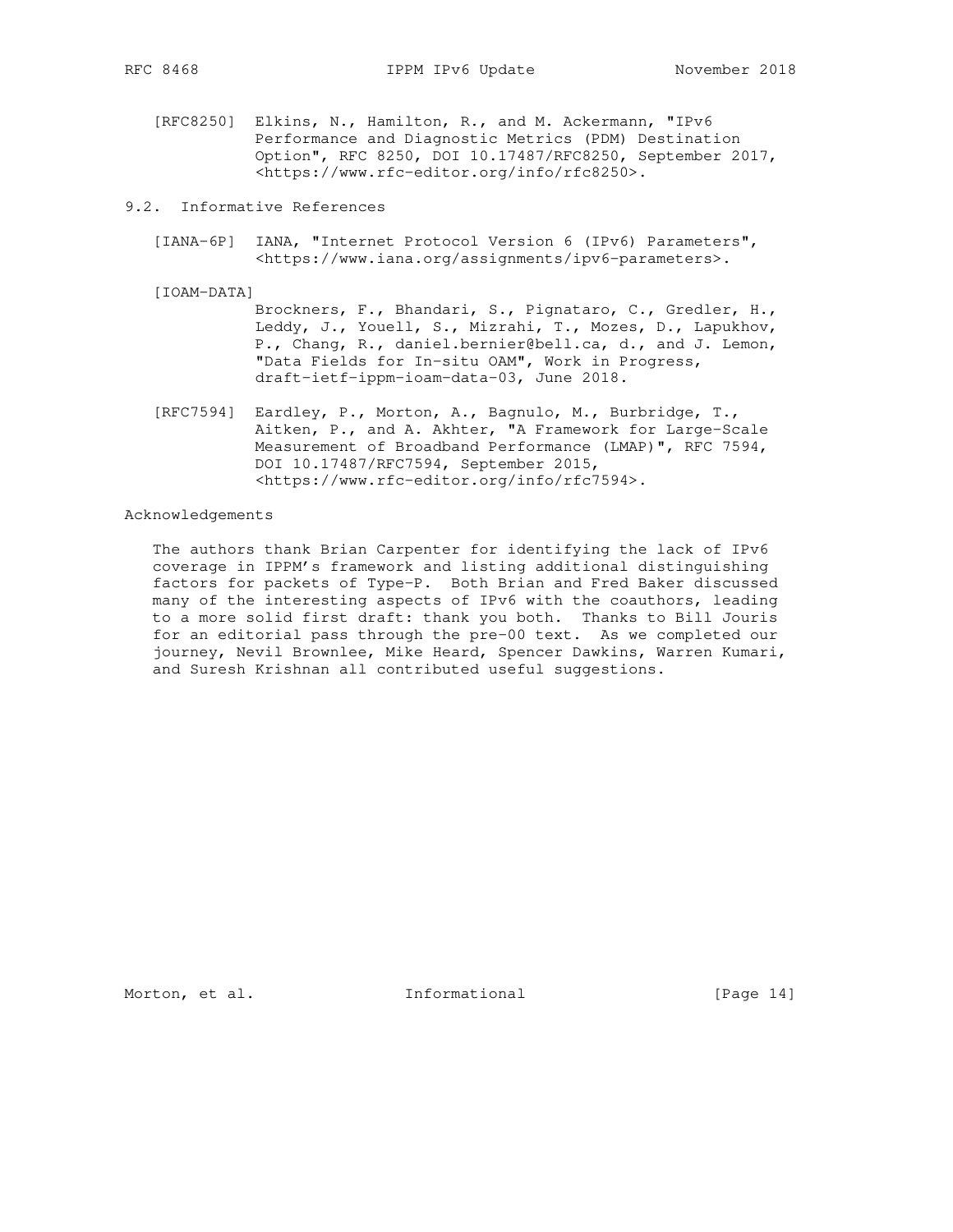[RFC8250] Elkins, N., Hamilton, R., and M. Ackermann, "IPv6 Performance and Diagnostic Metrics (PDM) Destination Option", RFC 8250, DOI 10.17487/RFC8250, September 2017, <https://www.rfc-editor.org/info/rfc8250>.

## 9.2. Informative References

[IANA-6P] IANA, "Internet Protocol Version 6 (IPv6) Parameters", <https://www.iana.org/assignments/ipv6-parameters>.

[IOAM-DATA] Brockners, F., Bhandari, S., Pignataro, C., Gredler, H., Leddy, J., Youell, S., Mizrahi, T., Mozes, D., Lapukhov, P., Chang, R., daniel.bernier@bell.ca, d., and J. Lemon, "Data Fields for In-situ OAM", Work in Progress, draft-ietf-ippm-ioam-data-03, June 2018.

[RFC7594] Eardley, P., Morton, A., Bagnulo, M., Burbridge, T., Aitken, P., and A. Akhter, "A Framework for Large-Scale Measurement of Broadband Performance (LMAP)", RFC 7594, DOI 10.17487/RFC7594, September 2015, <https://www.rfc-editor.org/info/rfc7594>.

## Acknowledgements

The authors thank Brian Carpenter for identifying the lack of IPv6 coverage in IPPM's framework and listing additional distinguishing factors for packets of Type-P. Both Brian and Fred Baker discussed many of the interesting aspects of IPv6 with the coauthors, leading to a more solid first draft: thank you both. Thanks to Bill Jouris for an editorial pass through the pre-00 text. As we completed our journey, Nevil Brownlee, Mike Heard, Spencer Dawkins, Warren Kumari, and Suresh Krishnan all contributed useful suggestions.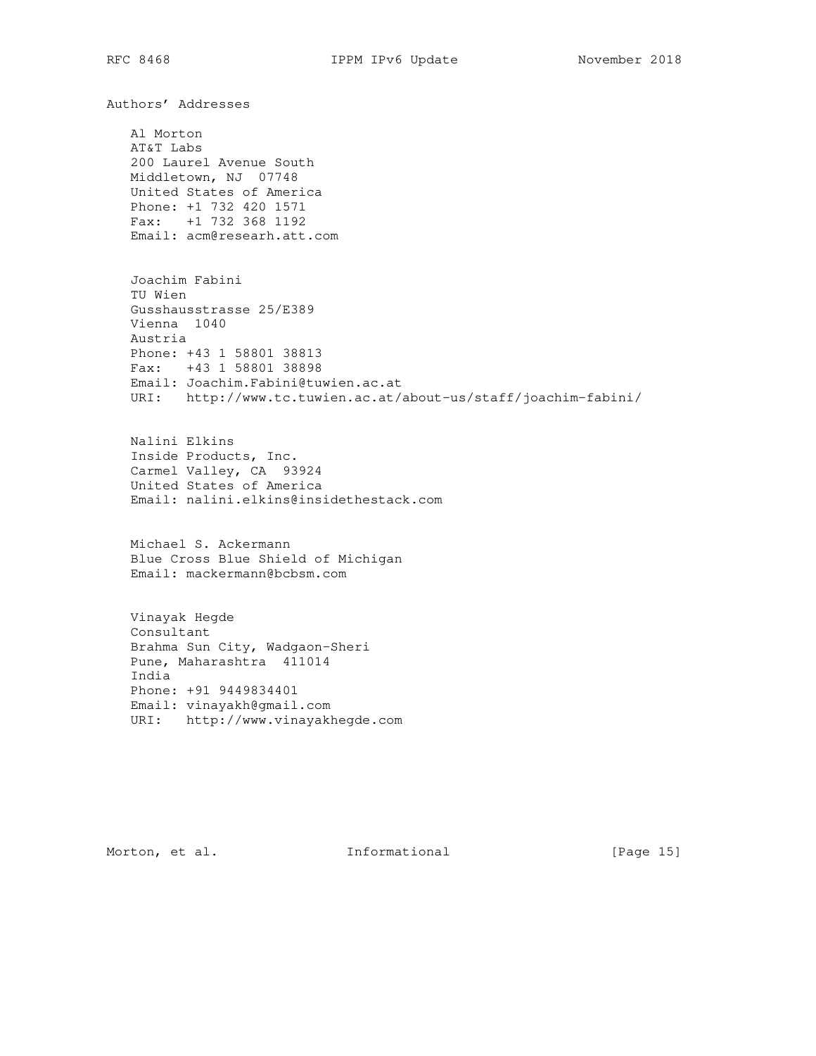## Authors' Addresses

Al Morton
AT&T Labs
200 Laurel Avenue South
Middletown, NJ  07748
United States of America
Phone: +1 732 420 1571
Fax:   +1 732 368 1192
Email: acm@researh.att.com

Joachim Fabini
TU Wien
Gusshausstrasse 25/E389
Vienna  1040
Austria
Phone: +43 1 58801 38813
Fax:   +43 1 58801 38898
Email: Joachim.Fabini@tuwien.ac.at
URI:   http://www.tc.tuwien.ac.at/about-us/staff/joachim-fabini/

Nalini Elkins
Inside Products, Inc.
Carmel Valley, CA  93924
United States of America
Email: nalini.elkins@insidethestack.com

Michael S. Ackermann
Blue Cross Blue Shield of Michigan
Email: mackermann@bcbsm.com

Vinayak Hegde
Consultant
Brahma Sun City, Wadgaon-Sheri
Pune, Maharashtra  411014
India
Phone: +91 9449834401
Email: vinayakh@gmail.com
URI:   http://www.vinayakhegde.com